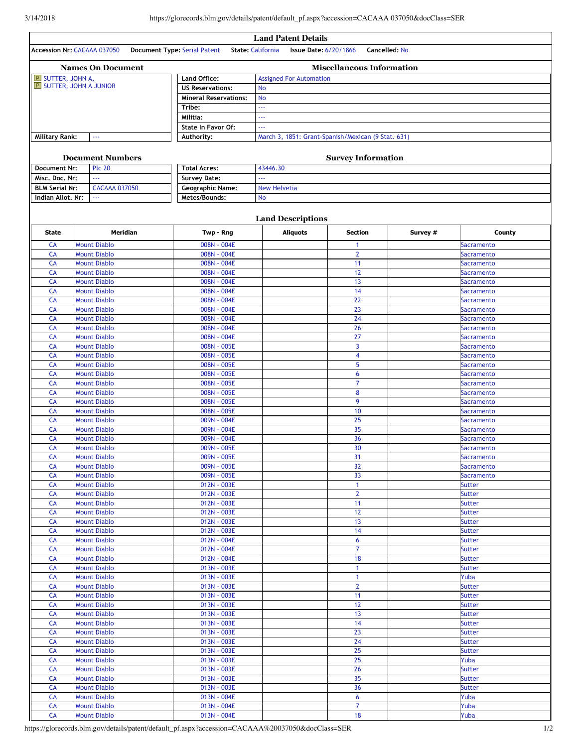# Land Patent Details

**Accession Nr:** CACAAA 037050 **Document Type:** Serial Patent **State:** California **Issue Date:** 6/20/1866 **Cancelled:** No

## Names On Document

SUTTER, JOHN A,
SUTTER, JOHN A JUNIOR

| Military Rank: | --- |
|---|---|

## Miscellaneous Information

| | |
|---|---|
| Land Office: | Assigned For Automation |
| US Reservations: | No |
| Mineral Reservations: | No |
| Tribe: | --- |
| Militia: | --- |
| State In Favor Of: | --- |
| Authority: | March 3, 1851: Grant-Spanish/Mexican (9 Stat. 631) |

## Document Numbers

| | |
|---|---|
| Document Nr: | Plc 20 |
| Misc. Doc. Nr: | --- |
| BLM Serial Nr: | CACAAA 037050 |
| Indian Allot. Nr: | --- |

## Survey Information

| | |
|---|---|
| Total Acres: | 43446.30 |
| Survey Date: | --- |
| Geographic Name: | New Helvetia |
| Metes/Bounds: | No |

## Land Descriptions

| State | Meridian | Twp - Rng | Aliquots | Section | Survey # | County |
|---|---|---|---|---|---|---|
| CA | Mount Diablo | 008N - 004E | | 1 | | Sacramento |
| CA | Mount Diablo | 008N - 004E | | 2 | | Sacramento |
| CA | Mount Diablo | 008N - 004E | | 11 | | Sacramento |
| CA | Mount Diablo | 008N - 004E | | 12 | | Sacramento |
| CA | Mount Diablo | 008N - 004E | | 13 | | Sacramento |
| CA | Mount Diablo | 008N - 004E | | 14 | | Sacramento |
| CA | Mount Diablo | 008N - 004E | | 22 | | Sacramento |
| CA | Mount Diablo | 008N - 004E | | 23 | | Sacramento |
| CA | Mount Diablo | 008N - 004E | | 24 | | Sacramento |
| CA | Mount Diablo | 008N - 004E | | 26 | | Sacramento |
| CA | Mount Diablo | 008N - 004E | | 27 | | Sacramento |
| CA | Mount Diablo | 008N - 005E | | 3 | | Sacramento |
| CA | Mount Diablo | 008N - 005E | | 4 | | Sacramento |
| CA | Mount Diablo | 008N - 005E | | 5 | | Sacramento |
| CA | Mount Diablo | 008N - 005E | | 6 | | Sacramento |
| CA | Mount Diablo | 008N - 005E | | 7 | | Sacramento |
| CA | Mount Diablo | 008N - 005E | | 8 | | Sacramento |
| CA | Mount Diablo | 008N - 005E | | 9 | | Sacramento |
| CA | Mount Diablo | 008N - 005E | | 10 | | Sacramento |
| CA | Mount Diablo | 009N - 004E | | 25 | | Sacramento |
| CA | Mount Diablo | 009N - 004E | | 35 | | Sacramento |
| CA | Mount Diablo | 009N - 004E | | 36 | | Sacramento |
| CA | Mount Diablo | 009N - 005E | | 30 | | Sacramento |
| CA | Mount Diablo | 009N - 005E | | 31 | | Sacramento |
| CA | Mount Diablo | 009N - 005E | | 32 | | Sacramento |
| CA | Mount Diablo | 009N - 005E | | 33 | | Sacramento |
| CA | Mount Diablo | 012N - 003E | | 1 | | Sutter |
| CA | Mount Diablo | 012N - 003E | | 2 | | Sutter |
| CA | Mount Diablo | 012N - 003E | | 11 | | Sutter |
| CA | Mount Diablo | 012N - 003E | | 12 | | Sutter |
| CA | Mount Diablo | 012N - 003E | | 13 | | Sutter |
| CA | Mount Diablo | 012N - 003E | | 14 | | Sutter |
| CA | Mount Diablo | 012N - 004E | | 6 | | Sutter |
| CA | Mount Diablo | 012N - 004E | | 7 | | Sutter |
| CA | Mount Diablo | 012N - 004E | | 18 | | Sutter |
| CA | Mount Diablo | 013N - 003E | | 1 | | Sutter |
| CA | Mount Diablo | 013N - 003E | | 1 | | Yuba |
| CA | Mount Diablo | 013N - 003E | | 2 | | Sutter |
| CA | Mount Diablo | 013N - 003E | | 11 | | Sutter |
| CA | Mount Diablo | 013N - 003E | | 12 | | Sutter |
| CA | Mount Diablo | 013N - 003E | | 13 | | Sutter |
| CA | Mount Diablo | 013N - 003E | | 14 | | Sutter |
| CA | Mount Diablo | 013N - 003E | | 23 | | Sutter |
| CA | Mount Diablo | 013N - 003E | | 24 | | Sutter |
| CA | Mount Diablo | 013N - 003E | | 25 | | Sutter |
| CA | Mount Diablo | 013N - 003E | | 25 | | Yuba |
| CA | Mount Diablo | 013N - 003E | | 26 | | Sutter |
| CA | Mount Diablo | 013N - 003E | | 35 | | Sutter |
| CA | Mount Diablo | 013N - 003E | | 36 | | Sutter |
| CA | Mount Diablo | 013N - 004E | | 6 | | Yuba |
| CA | Mount Diablo | 013N - 004E | | 7 | | Yuba |
| CA | Mount Diablo | 013N - 004E | | 18 | | Yuba |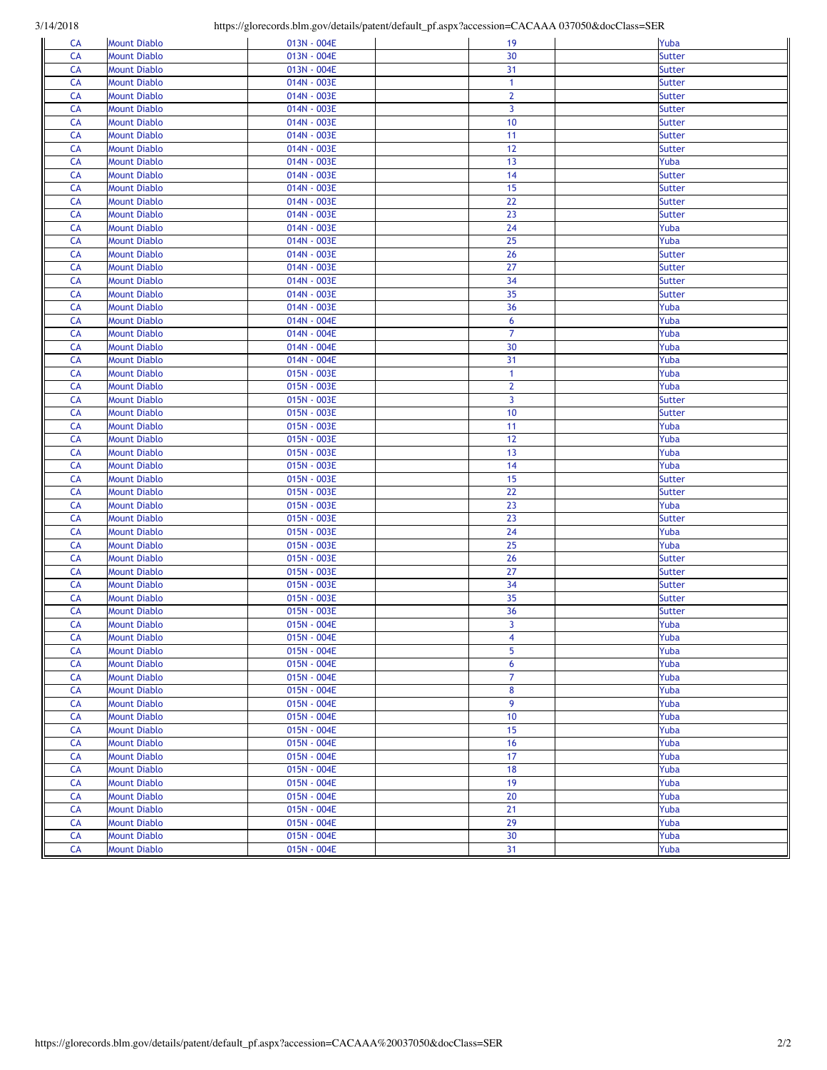| | | | | | | |
|---|---|---|---|---|---|---|
| CA | Mount Diablo | 013N - 004E | | 19 | | Yuba |
| CA | Mount Diablo | 013N - 004E | | 30 | | Sutter |
| CA | Mount Diablo | 013N - 004E | | 31 | | Sutter |
| CA | Mount Diablo | 014N - 003E | | 1 | | Sutter |
| CA | Mount Diablo | 014N - 003E | | 2 | | Sutter |
| CA | Mount Diablo | 014N - 003E | | 3 | | Sutter |
| CA | Mount Diablo | 014N - 003E | | 10 | | Sutter |
| CA | Mount Diablo | 014N - 003E | | 11 | | Sutter |
| CA | Mount Diablo | 014N - 003E | | 12 | | Sutter |
| CA | Mount Diablo | 014N - 003E | | 13 | | Yuba |
| CA | Mount Diablo | 014N - 003E | | 14 | | Sutter |
| CA | Mount Diablo | 014N - 003E | | 15 | | Sutter |
| CA | Mount Diablo | 014N - 003E | | 22 | | Sutter |
| CA | Mount Diablo | 014N - 003E | | 23 | | Sutter |
| CA | Mount Diablo | 014N - 003E | | 24 | | Yuba |
| CA | Mount Diablo | 014N - 003E | | 25 | | Yuba |
| CA | Mount Diablo | 014N - 003E | | 26 | | Sutter |
| CA | Mount Diablo | 014N - 003E | | 27 | | Sutter |
| CA | Mount Diablo | 014N - 003E | | 34 | | Sutter |
| CA | Mount Diablo | 014N - 003E | | 35 | | Sutter |
| CA | Mount Diablo | 014N - 003E | | 36 | | Yuba |
| CA | Mount Diablo | 014N - 004E | | 6 | | Yuba |
| CA | Mount Diablo | 014N - 004E | | 7 | | Yuba |
| CA | Mount Diablo | 014N - 004E | | 30 | | Yuba |
| CA | Mount Diablo | 014N - 004E | | 31 | | Yuba |
| CA | Mount Diablo | 015N - 003E | | 1 | | Yuba |
| CA | Mount Diablo | 015N - 003E | | 2 | | Yuba |
| CA | Mount Diablo | 015N - 003E | | 3 | | Sutter |
| CA | Mount Diablo | 015N - 003E | | 10 | | Sutter |
| CA | Mount Diablo | 015N - 003E | | 11 | | Yuba |
| CA | Mount Diablo | 015N - 003E | | 12 | | Yuba |
| CA | Mount Diablo | 015N - 003E | | 13 | | Yuba |
| CA | Mount Diablo | 015N - 003E | | 14 | | Yuba |
| CA | Mount Diablo | 015N - 003E | | 15 | | Sutter |
| CA | Mount Diablo | 015N - 003E | | 22 | | Sutter |
| CA | Mount Diablo | 015N - 003E | | 23 | | Yuba |
| CA | Mount Diablo | 015N - 003E | | 23 | | Sutter |
| CA | Mount Diablo | 015N - 003E | | 24 | | Yuba |
| CA | Mount Diablo | 015N - 003E | | 25 | | Yuba |
| CA | Mount Diablo | 015N - 003E | | 26 | | Sutter |
| CA | Mount Diablo | 015N - 003E | | 27 | | Sutter |
| CA | Mount Diablo | 015N - 003E | | 34 | | Sutter |
| CA | Mount Diablo | 015N - 003E | | 35 | | Sutter |
| CA | Mount Diablo | 015N - 003E | | 36 | | Sutter |
| CA | Mount Diablo | 015N - 004E | | 3 | | Yuba |
| CA | Mount Diablo | 015N - 004E | | 4 | | Yuba |
| CA | Mount Diablo | 015N - 004E | | 5 | | Yuba |
| CA | Mount Diablo | 015N - 004E | | 6 | | Yuba |
| CA | Mount Diablo | 015N - 004E | | 7 | | Yuba |
| CA | Mount Diablo | 015N - 004E | | 8 | | Yuba |
| CA | Mount Diablo | 015N - 004E | | 9 | | Yuba |
| CA | Mount Diablo | 015N - 004E | | 10 | | Yuba |
| CA | Mount Diablo | 015N - 004E | | 15 | | Yuba |
| CA | Mount Diablo | 015N - 004E | | 16 | | Yuba |
| CA | Mount Diablo | 015N - 004E | | 17 | | Yuba |
| CA | Mount Diablo | 015N - 004E | | 18 | | Yuba |
| CA | Mount Diablo | 015N - 004E | | 19 | | Yuba |
| CA | Mount Diablo | 015N - 004E | | 20 | | Yuba |
| CA | Mount Diablo | 015N - 004E | | 21 | | Yuba |
| CA | Mount Diablo | 015N - 004E | | 29 | | Yuba |
| CA | Mount Diablo | 015N - 004E | | 30 | | Yuba |
| CA | Mount Diablo | 015N - 004E | | 31 | | Yuba |